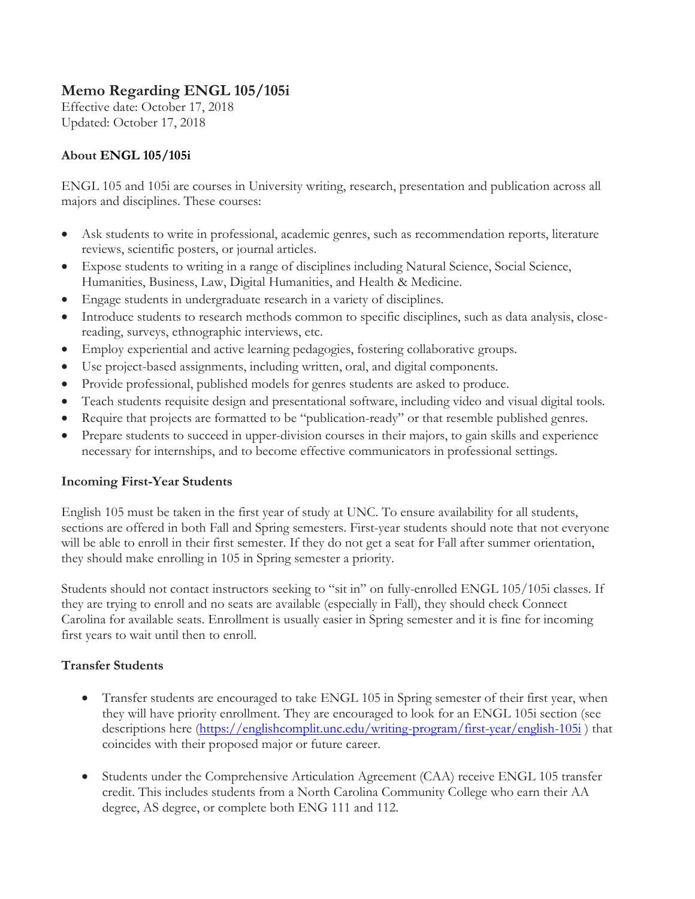# Memo Regarding ENGL 105/105i

Effective date: October 17, 2018
Updated: October 17, 2018

## About ENGL 105/105i

ENGL 105 and 105i are courses in University writing, research, presentation and publication across all majors and disciplines. These courses:

- Ask students to write in professional, academic genres, such as recommendation reports, literature reviews, scientific posters, or journal articles.
- Expose students to writing in a range of disciplines including Natural Science, Social Science, Humanities, Business, Law, Digital Humanities, and Health & Medicine.
- Engage students in undergraduate research in a variety of disciplines.
- Introduce students to research methods common to specific disciplines, such as data analysis, close-reading, surveys, ethnographic interviews, etc.
- Employ experiential and active learning pedagogies, fostering collaborative groups.
- Use project-based assignments, including written, oral, and digital components.
- Provide professional, published models for genres students are asked to produce.
- Teach students requisite design and presentational software, including video and visual digital tools.
- Require that projects are formatted to be "publication-ready" or that resemble published genres.
- Prepare students to succeed in upper-division courses in their majors, to gain skills and experience necessary for internships, and to become effective communicators in professional settings.

## Incoming First-Year Students

English 105 must be taken in the first year of study at UNC. To ensure availability for all students, sections are offered in both Fall and Spring semesters. First-year students should note that not everyone will be able to enroll in their first semester. If they do not get a seat for Fall after summer orientation, they should make enrolling in 105 in Spring semester a priority.

Students should not contact instructors seeking to "sit in" on fully-enrolled ENGL 105/105i classes. If they are trying to enroll and no seats are available (especially in Fall), they should check Connect Carolina for available seats. Enrollment is usually easier in Spring semester and it is fine for incoming first years to wait until then to enroll.

## Transfer Students

- Transfer students are encouraged to take ENGL 105 in Spring semester of their first year, when they will have priority enrollment. They are encouraged to look for an ENGL 105i section (see descriptions here (https://englishcomplit.unc.edu/writing-program/first-year/english-105i ) that coincides with their proposed major or future career.

- Students under the Comprehensive Articulation Agreement (CAA) receive ENGL 105 transfer credit. This includes students from a North Carolina Community College who earn their AA degree, AS degree, or complete both ENG 111 and 112.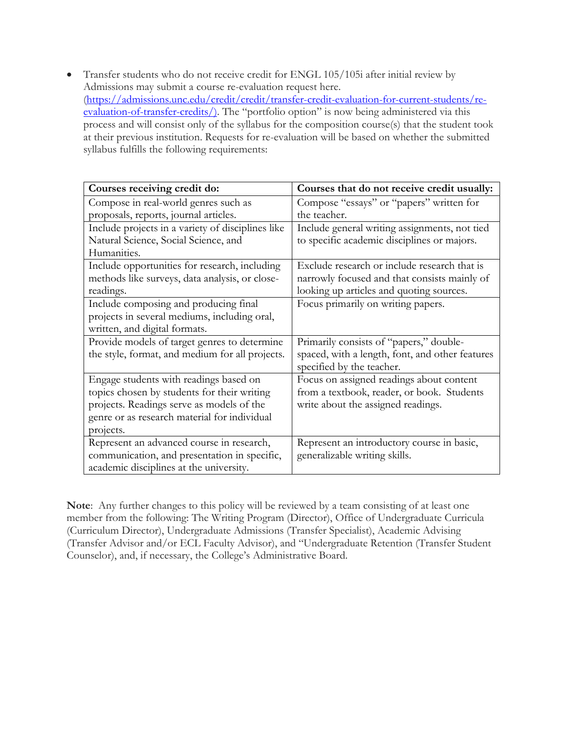- Transfer students who do not receive credit for ENGL 105/105i after initial review by Admissions may submit a course re-evaluation request here. ([https://admissions.unc.edu/credit/credit/transfer-credit-evaluation-for-current-students/re-evaluation-of-transfer-credits/](https://admissions.unc.edu/credit/credit/transfer-credit-evaluation-for-current-students/re-evaluation-of-transfer-credits/)). The "portfolio option" is now being administered via this process and will consist only of the syllabus for the composition course(s) that the student took at their previous institution. Requests for re-evaluation will be based on whether the submitted syllabus fulfills the following requirements:

| **Courses receiving credit do:** | **Courses that do not receive credit usually:** |
| --- | --- |
| Compose in real-world genres such as proposals, reports, journal articles. | Compose "essays" or "papers" written for the teacher. |
| Include projects in a variety of disciplines like Natural Science, Social Science, and Humanities. | Include general writing assignments, not tied to specific academic disciplines or majors. |
| Include opportunities for research, including methods like surveys, data analysis, or close-readings. | Exclude research or include research that is narrowly focused and that consists mainly of looking up articles and quoting sources. |
| Include composing and producing final projects in several mediums, including oral, written, and digital formats. | Focus primarily on writing papers. |
| Provide models of target genres to determine the style, format, and medium for all projects. | Primarily consists of "papers," double-spaced, with a length, font, and other features specified by the teacher. |
| Engage students with readings based on topics chosen by students for their writing projects. Readings serve as models of the genre or as research material for individual projects. | Focus on assigned readings about content from a textbook, reader, or book. Students write about the assigned readings. |
| Represent an advanced course in research, communication, and presentation in specific, academic disciplines at the university. | Represent an introductory course in basic, generalizable writing skills. |

**Note**: Any further changes to this policy will be reviewed by a team consisting of at least one member from the following: The Writing Program (Director), Office of Undergraduate Curricula (Curriculum Director), Undergraduate Admissions (Transfer Specialist), Academic Advising (Transfer Advisor and/or ECL Faculty Advisor), and "Undergraduate Retention (Transfer Student Counselor), and, if necessary, the College's Administrative Board.